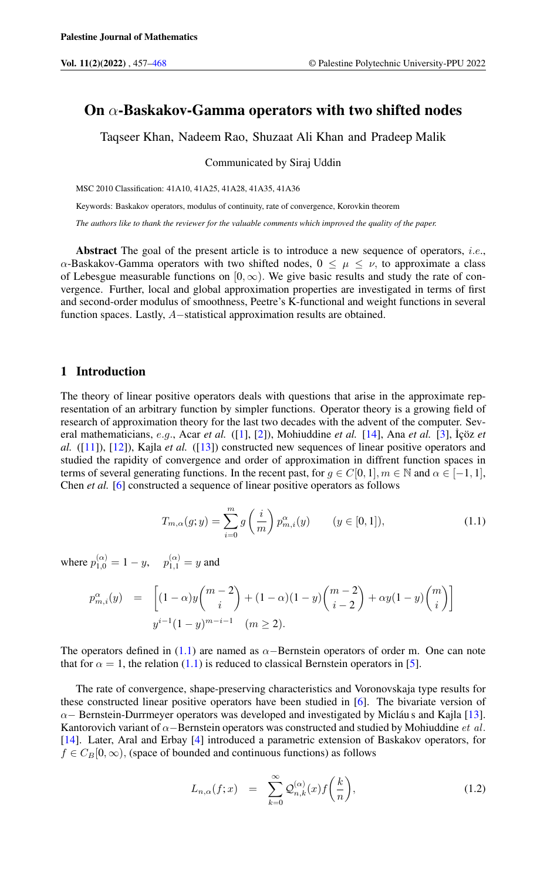# On $\alpha$-Baskakov-Gamma operators with two shifted nodes

Taqseer Khan, Nadeem Rao, Shuzaat Ali Khan and Pradeep Malik

Communicated by Siraj Uddin

MSC 2010 Classification: 41A10, 41A25, 41A28, 41A35, 41A36

Keywords: Baskakov operators, modulus of continuity, rate of convergence, Korovkin theorem

*The authors like to thank the reviewer for the valuable comments which improved the quality of the paper.*

**Abstract** The goal of the present article is to introduce a new sequence of operators, $i.e.$, $\alpha$-Baskakov-Gamma operators with two shifted nodes, $0 \leq \mu \leq \nu$, to approximate a class of Lebesgue measurable functions on $[0, \infty)$. We give basic results and study the rate of convergence. Further, local and global approximation properties are investigated in terms of first and second-order modulus of smoothness, Peetre's K-functional and weight functions in several function spaces. Lastly, $A-$statistical approximation results are obtained.

## 1 Introduction

The theory of linear positive operators deals with questions that arise in the approximate representation of an arbitrary function by simpler functions. Operator theory is a growing field of research of approximation theory for the last two decades with the advent of the computer. Several mathematicians, $e.g.$, Acar *et al.* ([1], [2]), Mohiuddine *et al.* [14], Ana *et al.* [3], İçöz *et al.* ([11]), [12]), Kajla *et al.* ([13]) constructed new sequences of linear positive operators and studied the rapidity of convergence and order of approximation in diffrent function spaces in terms of several generating functions. In the recent past, for $g \in C[0,1], m \in \mathbb{N}$ and $\alpha \in [-1,1]$, Chen *et al.* [6] constructed a sequence of linear positive operators as follows

$$T_{m,\alpha}(g;y) = \sum_{i=0}^{m} g\left(\frac{i}{m}\right) p_{m,i}^{\alpha}(y) \qquad (y \in [0,1]), \tag{1.1}$$

where $p_{1,0}^{(\alpha)} = 1 - y, \quad p_{1,1}^{(\alpha)} = y$ and

$$p_{m,i}^{\alpha}(y) = \left[(1-\alpha)y\binom{m-2}{i} + (1-\alpha)(1-y)\binom{m-2}{i-2} + \alpha y(1-y)\binom{m}{i}\right] y^{i-1}(1-y)^{m-i-1} \quad (m \geq 2).$$

The operators defined in (1.1) are named as $\alpha-$Bernstein operators of order m. One can note that for $\alpha = 1$, the relation (1.1) is reduced to classical Bernstein operators in [5].

The rate of convergence, shape-preserving characteristics and Voronovskaja type results for these constructed linear positive operators have been studied in [6]. The bivariate version of $\alpha-$ Bernstein-Durrmeyer operators was developed and investigated by Micláu s and Kajla [13]. Kantorovich variant of $\alpha-$Bernstein operators was constructed and studied by Mohiuddine $et\ al.$ [14]. Later, Aral and Erbay [4] introduced a parametric extension of Baskakov operators, for $f \in C_B[0, \infty)$, (space of bounded and continuous functions) as follows

$$L_{n,\alpha}(f;x) = \sum_{k=0}^{\infty} \mathcal{Q}_{n,k}^{(\alpha)}(x) f\left(\frac{k}{n}\right), \tag{1.2}$$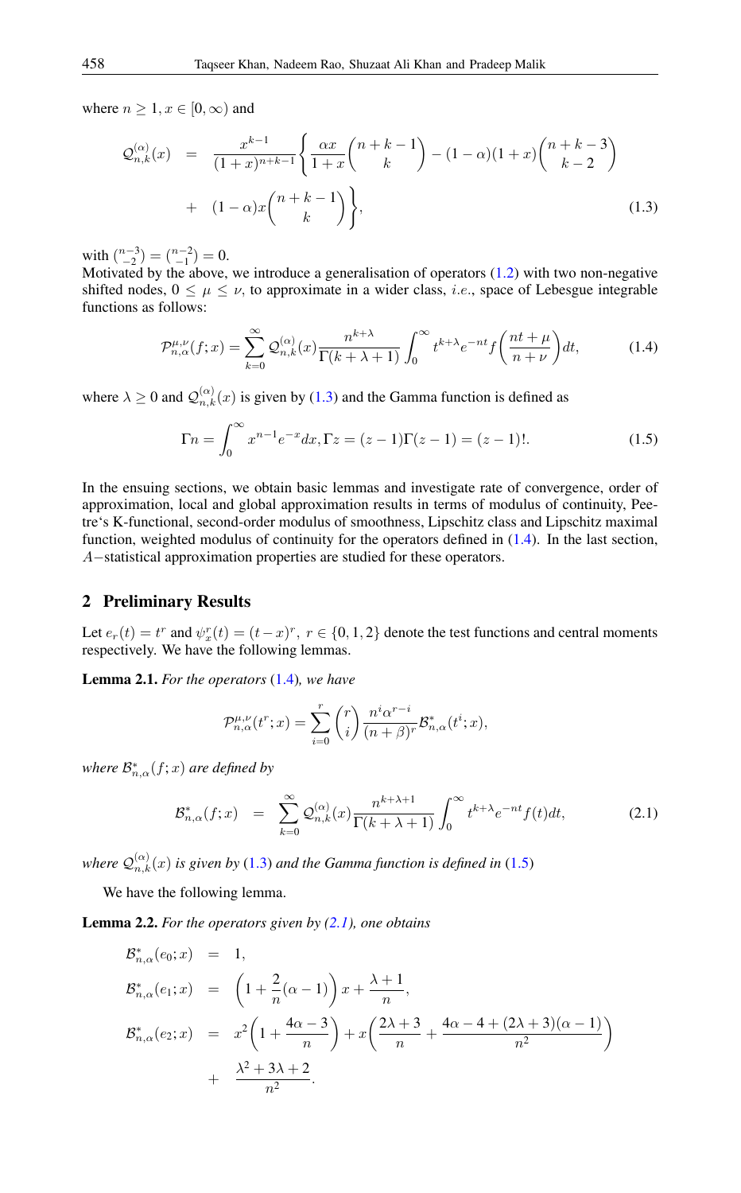where $n \geq 1, x \in [0, \infty)$ and

$$
\begin{aligned}
\mathcal{Q}_{n,k}^{(\alpha)}(x) &= \frac{x^{k-1}}{(1+x)^{n+k-1}} \left\{ \frac{\alpha x}{1+x} \binom{n+k-1}{k} - (1-\alpha)(1+x) \binom{n+k-3}{k-2} \right. \\
&+ \left. (1-\alpha) x \binom{n+k-1}{k} \right\},
\end{aligned}
\tag{1.3}
$$

with $\binom{n-3}{-2} = \binom{n-2}{-1} = 0$.
Motivated by the above, we introduce a generalisation of operators (1.2) with two non-negative shifted nodes, $0 \leq \mu \leq \nu$, to approximate in a wider class, *i.e.*, space of Lebesgue integrable functions as follows:

$$
\mathcal{P}_{n,\alpha}^{\mu,\nu}(f; x) = \sum_{k=0}^{\infty} \mathcal{Q}_{n,k}^{(\alpha)}(x) \frac{n^{k+\lambda}}{\Gamma(k+\lambda+1)} \int_0^{\infty} t^{k+\lambda} e^{-nt} f\left(\frac{nt+\mu}{n+\nu}\right) dt, \tag{1.4}
$$

where $\lambda \geq 0$ and $\mathcal{Q}_{n,k}^{(\alpha)}(x)$ is given by (1.3) and the Gamma function is defined as

$$
\Gamma n = \int_0^{\infty} x^{n-1} e^{-x} dx, \Gamma z = (z-1)\Gamma(z-1) = (z-1)!. \tag{1.5}
$$

In the ensuing sections, we obtain basic lemmas and investigate rate of convergence, order of approximation, local and global approximation results in terms of modulus of continuity, Peetre‘s K-functional, second-order modulus of smoothness, Lipschitz class and Lipschitz maximal function, weighted modulus of continuity for the operators defined in (1.4). In the last section, $A-$statistical approximation properties are studied for these operators.

## 2 Preliminary Results

Let $e_r(t) = t^r$ and $\psi_x^r(t) = (t-x)^r$, $r \in \{0, 1, 2\}$ denote the test functions and central moments respectively. We have the following lemmas.

**Lemma 2.1.** *For the operators* (1.4)*, we have*

$$
\mathcal{P}_{n,\alpha}^{\mu,\nu}(t^r; x) = \sum_{i=0}^{r} \binom{r}{i} \frac{n^i \alpha^{r-i}}{(n+\beta)^r} \mathcal{B}_{n,\alpha}^{*}(t^i; x),
$$

*where $\mathcal{B}_{n,\alpha}^{*}(f; x)$ are defined by*

$$
\mathcal{B}_{n,\alpha}^{*}(f; x) = \sum_{k=0}^{\infty} \mathcal{Q}_{n,k}^{(\alpha)}(x) \frac{n^{k+\lambda+1}}{\Gamma(k+\lambda+1)} \int_0^{\infty} t^{k+\lambda} e^{-nt} f(t) dt, \tag{2.1}
$$

*where $\mathcal{Q}_{n,k}^{(\alpha)}(x)$ is given by* (1.3) *and the Gamma function is defined in* (1.5)

We have the following lemma.

**Lemma 2.2.** *For the operators given by (2.1), one obtains*

$$
\begin{aligned}
\mathcal{B}_{n,\alpha}^{*}(e_0; x) &= 1, \\
\mathcal{B}_{n,\alpha}^{*}(e_1; x) &= \left(1 + \frac{2}{n}(\alpha - 1)\right) x + \frac{\lambda+1}{n}, \\
\mathcal{B}_{n,\alpha}^{*}(e_2; x) &= x^2 \left(1 + \frac{4\alpha - 3}{n}\right) + x\left(\frac{2\lambda+3}{n} + \frac{4\alpha - 4 + (2\lambda+3)(\alpha-1)}{n^2}\right) \\
&+ \frac{\lambda^2 + 3\lambda + 2}{n^2}.
\end{aligned}
$$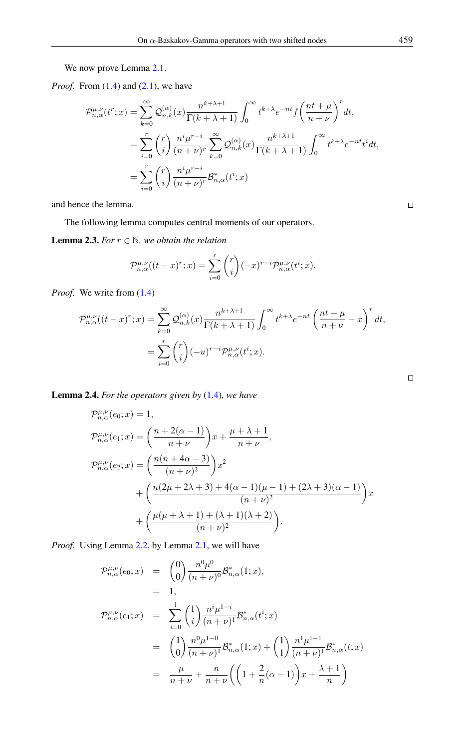We now prove Lemma 2.1.

*Proof.* From (1.4) and (2.1), we have

$$
\begin{aligned}
\mathcal{P}_{n,\alpha}^{\mu,\nu}(t^r;x) &= \sum_{k=0}^{\infty} \mathcal{Q}_{n,k}^{(\alpha)}(x) \frac{n^{k+\lambda+1}}{\Gamma(k+\lambda+1)} \int_0^{\infty} t^{k+\lambda} e^{-nt} f\left(\frac{nt+\mu}{n+\nu}\right)^r dt, \\
&= \sum_{i=0}^{r} \binom{r}{i} \frac{n^i \mu^{r-i}}{(n+\nu)^r} \sum_{k=0}^{\infty} \mathcal{Q}_{n,k}^{(\alpha)}(x) \frac{n^{k+\lambda+1}}{\Gamma(k+\lambda+1)} \int_0^{\infty} t^{k+\lambda} e^{-nt} t^i dt, \\
&= \sum_{i=0}^{r} \binom{r}{i} \frac{n^i \mu^{r-i}}{(n+\nu)^r} \mathcal{B}_{n,\alpha}^{*}(t^i;x)
\end{aligned}
$$

and hence the lemma. □

The following lemma computes central moments of our operators.

**Lemma 2.3.** *For $r \in \mathbb{N}$, we obtain the relation*

$$
\mathcal{P}_{n,\alpha}^{\mu,\nu}((t-x)^r;x) = \sum_{i=0}^{r} \binom{r}{i} (-x)^{r-i} \mathcal{P}_{n,\alpha}^{\mu,\nu}(t^i;x).
$$

*Proof.* We write from (1.4)

$$
\begin{aligned}
\mathcal{P}_{n,\alpha}^{\mu,\nu}((t-x)^r;x) &= \sum_{k=0}^{\infty} \mathcal{Q}_{n,k}^{(\alpha)}(x) \frac{n^{k+\lambda+1}}{\Gamma(k+\lambda+1)} \int_0^{\infty} t^{k+\lambda} e^{-nt} \left(\frac{nt+\mu}{n+\nu} - x\right)^r dt, \\
&= \sum_{i=0}^{r} \binom{r}{i} (-u)^{r-i} \mathcal{P}_{n,\alpha}^{\mu,\nu}(t^i;x).
\end{aligned}
$$

□

**Lemma 2.4.** *For the operators given by (1.4), we have*

$$
\begin{aligned}
\mathcal{P}_{n,\alpha}^{\mu,\nu}(e_0;x) &= 1, \\
\mathcal{P}_{n,\alpha}^{\mu,\nu}(e_1;x) &= \left(\frac{n+2(\alpha-1)}{n+\nu}\right)x + \frac{\mu+\lambda+1}{n+\nu}, \\
\mathcal{P}_{n,\alpha}^{\mu,\nu}(e_2;x) &= \left(\frac{n(n+4\alpha-3)}{(n+\nu)^2}\right)x^2 \\
&\quad + \left(\frac{n(2\mu+2\lambda+3)+4(\alpha-1)(\mu-1)+(2\lambda+3)(\alpha-1)}{(n+\nu)^2}\right)x \\
&\quad + \left(\frac{\mu(\mu+\lambda+1)+(\lambda+1)(\lambda+2)}{(n+\nu)^2}\right).
\end{aligned}
$$

*Proof.* Using Lemma 2.2, by Lemma 2.1, we will have

$$
\begin{aligned}
\mathcal{P}_{n,\alpha}^{\mu,\nu}(e_0;x) &= \binom{0}{0} \frac{n^0 \mu^0}{(n+\nu)^0} \mathcal{B}_{n,\alpha}^{*}(1;x), \\
&= 1, \\
\mathcal{P}_{n,\alpha}^{\mu,\nu}(e_1;x) &= \sum_{i=0}^{1} \binom{1}{i} \frac{n^i \mu^{1-i}}{(n+\nu)^1} \mathcal{B}_{n,\alpha}^{*}(t^i;x) \\
&= \binom{1}{0} \frac{n^0 \mu^{1-0}}{(n+\nu)^1} \mathcal{B}_{n,\alpha}^{*}(1;x) + \binom{1}{1} \frac{n^1 \mu^{1-1}}{(n+\nu)^1} \mathcal{B}_{n,\alpha}^{*}(t;x) \\
&= \frac{\mu}{n+\nu} + \frac{n}{n+\nu}\left(\left(1+\frac{2}{n}(\alpha-1)\right)x + \frac{\lambda+1}{n}\right)
\end{aligned}
$$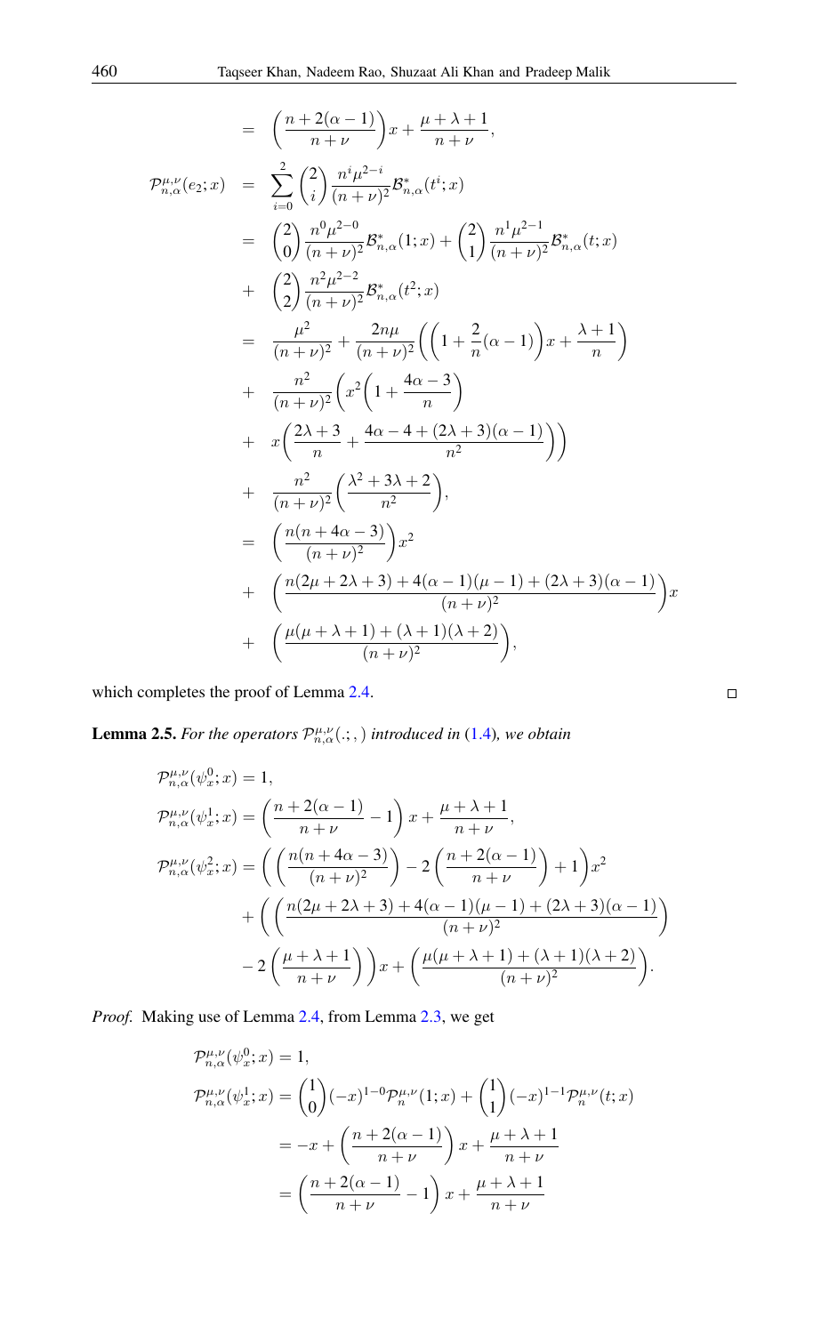$$
\begin{aligned}
&= \left(\frac{n+2(\alpha-1)}{n+\nu}\right)x + \frac{\mu+\lambda+1}{n+\nu},\\
\mathcal{P}^{\mu,\nu}_{n,\alpha}(e_2;x) &= \sum_{i=0}^{2}\binom{2}{i}\frac{n^i\mu^{2-i}}{(n+\nu)^2}\mathcal{B}^*_{n,\alpha}(t^i;x)\\
&= \binom{2}{0}\frac{n^0\mu^{2-0}}{(n+\nu)^2}\mathcal{B}^*_{n,\alpha}(1;x) + \binom{2}{1}\frac{n^1\mu^{2-1}}{(n+\nu)^2}\mathcal{B}^*_{n,\alpha}(t;x)\\
&+ \binom{2}{2}\frac{n^2\mu^{2-2}}{(n+\nu)^2}\mathcal{B}^*_{n,\alpha}(t^2;x)\\
&= \frac{\mu^2}{(n+\nu)^2} + \frac{2n\mu}{(n+\nu)^2}\left(\left(1+\frac{2}{n}(\alpha-1)\right)x + \frac{\lambda+1}{n}\right)\\
&+ \frac{n^2}{(n+\nu)^2}\left(x^2\left(1+\frac{4\alpha-3}{n}\right)\right.\\
&+ \left. x\left(\frac{2\lambda+3}{n} + \frac{4\alpha-4+(2\lambda+3)(\alpha-1)}{n^2}\right)\right)\\
&+ \frac{n^2}{(n+\nu)^2}\left(\frac{\lambda^2+3\lambda+2}{n^2}\right),\\
&= \left(\frac{n(n+4\alpha-3)}{(n+\nu)^2}\right)x^2\\
&+ \left(\frac{n(2\mu+2\lambda+3)+4(\alpha-1)(\mu-1)+(2\lambda+3)(\alpha-1)}{(n+\nu)^2}\right)x\\
&+ \left(\frac{\mu(\mu+\lambda+1)+(\lambda+1)(\lambda+2)}{(n+\nu)^2}\right),
\end{aligned}
$$

which completes the proof of Lemma 2.4. ◻

**Lemma 2.5.** *For the operators $\mathcal{P}^{\mu,\nu}_{n,\alpha}(.;,)$ introduced in (1.4), we obtain*

$$
\begin{aligned}
&\mathcal{P}^{\mu,\nu}_{n,\alpha}(\psi^0_x;x) = 1,\\
&\mathcal{P}^{\mu,\nu}_{n,\alpha}(\psi^1_x;x) = \left(\frac{n+2(\alpha-1)}{n+\nu} - 1\right)x + \frac{\mu+\lambda+1}{n+\nu},\\
&\mathcal{P}^{\mu,\nu}_{n,\alpha}(\psi^2_x;x) = \left(\left(\frac{n(n+4\alpha-3)}{(n+\nu)^2}\right) - 2\left(\frac{n+2(\alpha-1)}{n+\nu}\right) + 1\right)x^2\\
&\qquad + \left(\left(\frac{n(2\mu+2\lambda+3)+4(\alpha-1)(\mu-1)+(2\lambda+3)(\alpha-1)}{(n+\nu)^2}\right)\right.\\
&\qquad \left. - 2\left(\frac{\mu+\lambda+1}{n+\nu}\right)\right)x + \left(\frac{\mu(\mu+\lambda+1)+(\lambda+1)(\lambda+2)}{(n+\nu)^2}\right).
\end{aligned}
$$

*Proof.* Making use of Lemma 2.4, from Lemma 2.3, we get

$$
\begin{aligned}
\mathcal{P}^{\mu,\nu}_{n,\alpha}(\psi^0_x;x) &= 1,\\
\mathcal{P}^{\mu,\nu}_{n,\alpha}(\psi^1_x;x) &= \binom{1}{0}(-x)^{1-0}\mathcal{P}^{\mu,\nu}_{n}(1;x) + \binom{1}{1}(-x)^{1-1}\mathcal{P}^{\mu,\nu}_{n}(t;x)\\
&= -x + \left(\frac{n+2(\alpha-1)}{n+\nu}\right)x + \frac{\mu+\lambda+1}{n+\nu}\\
&= \left(\frac{n+2(\alpha-1)}{n+\nu} - 1\right)x + \frac{\mu+\lambda+1}{n+\nu}
\end{aligned}
$$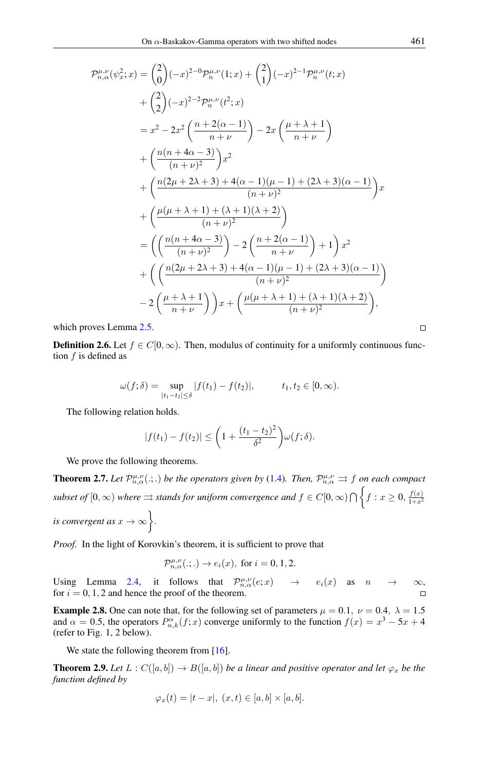$$
\begin{aligned}
\mathcal{P}_{n,\alpha}^{\mu,\nu}(\psi_x^2;x) &= \binom{2}{0}(-x)^{2-0}\mathcal{P}_n^{\mu,\nu}(1;x) + \binom{2}{1}(-x)^{2-1}\mathcal{P}_n^{\mu,\nu}(t;x) \\
&\quad + \binom{2}{2}(-x)^{2-2}\mathcal{P}_n^{\mu,\nu}(t^2;x) \\
&= x^2 - 2x^2\left(\frac{n+2(\alpha-1)}{n+\nu}\right) - 2x\left(\frac{\mu+\lambda+1}{n+\nu}\right) \\
&\quad + \left(\frac{n(n+4\alpha-3)}{(n+\nu)^2}\right)x^2 \\
&\quad + \left(\frac{n(2\mu+2\lambda+3)+4(\alpha-1)(\mu-1)+(2\lambda+3)(\alpha-1)}{(n+\nu)^2}\right)x \\
&\quad + \left(\frac{\mu(\mu+\lambda+1)+(\lambda+1)(\lambda+2)}{(n+\nu)^2}\right) \\
&= \left(\left(\frac{n(n+4\alpha-3)}{(n+\nu)^2}\right) - 2\left(\frac{n+2(\alpha-1)}{n+\nu}\right) + 1\right)x^2 \\
&\quad + \left(\left(\frac{n(2\mu+2\lambda+3)+4(\alpha-1)(\mu-1)+(2\lambda+3)(\alpha-1)}{(n+\nu)^2}\right)\right. \\
&\quad \left. - 2\left(\frac{\mu+\lambda+1}{n+\nu}\right)\right)x + \left(\frac{\mu(\mu+\lambda+1)+(\lambda+1)(\lambda+2)}{(n+\nu)^2}\right),
\end{aligned}
$$

which proves Lemma 2.5. □

**Definition 2.6.** Let $f \in C[0,\infty)$. Then, modulus of continuity for a uniformly continuous function $f$ is defined as

$$
\omega(f;\delta) = \sup_{|t_1-t_2|\leq\delta} |f(t_1) - f(t_2)|, \qquad t_1, t_2 \in [0,\infty).
$$

The following relation holds.

$$
|f(t_1) - f(t_2)| \leq \left(1 + \frac{(t_1-t_2)^2}{\delta^2}\right)\omega(f;\delta).
$$

We prove the following theorems.

**Theorem 2.7.** *Let $\mathcal{P}_{n,\alpha}^{\mu,\nu}(.;.)$ be the operators given by (1.4). Then, $\mathcal{P}_{n,\alpha}^{\mu,\nu} \rightrightarrows f$ on each compact subset of $[0,\infty)$ where $\rightrightarrows$ stands for uniform convergence and $f \in C[0,\infty) \bigcap \left\{ f : x \geq 0, \frac{f(x)}{1+x^2} \right.$ is convergent as $\left. x \to \infty \right\}$.*

*Proof.* In the light of Korovkin's theorem, it is sufficient to prove that

$$
\mathcal{P}_{n,\alpha}^{\mu,\nu}(.;.) \to e_i(x), \text{ for } i = 0,1,2.
$$

Using Lemma 2.4, it follows that $\mathcal{P}_{n,\alpha}^{\mu,\nu}(e;x) \to e_i(x)$ as $n \to \infty$, for $i = 0,1,2$ and hence the proof of the theorem. □

**Example 2.8.** One can note that, for the following set of parameters $\mu = 0.1,\ \nu = 0.4,\ \lambda = 1.5$ and $\alpha = 0.5$, the operators $P_{n,k}^{\alpha}(f;x)$ converge uniformly to the function $f(x) = x^3 - 5x + 4$ (refer to Fig. 1, 2 below).

We state the following theorem from [16].

**Theorem 2.9.** *Let $L : C([a,b]) \to B([a,b])$ be a linear and positive operator and let $\varphi_x$ be the function defined by*

$$
\varphi_x(t) = |t - x|,\ (x,t) \in [a,b] \times [a,b].
$$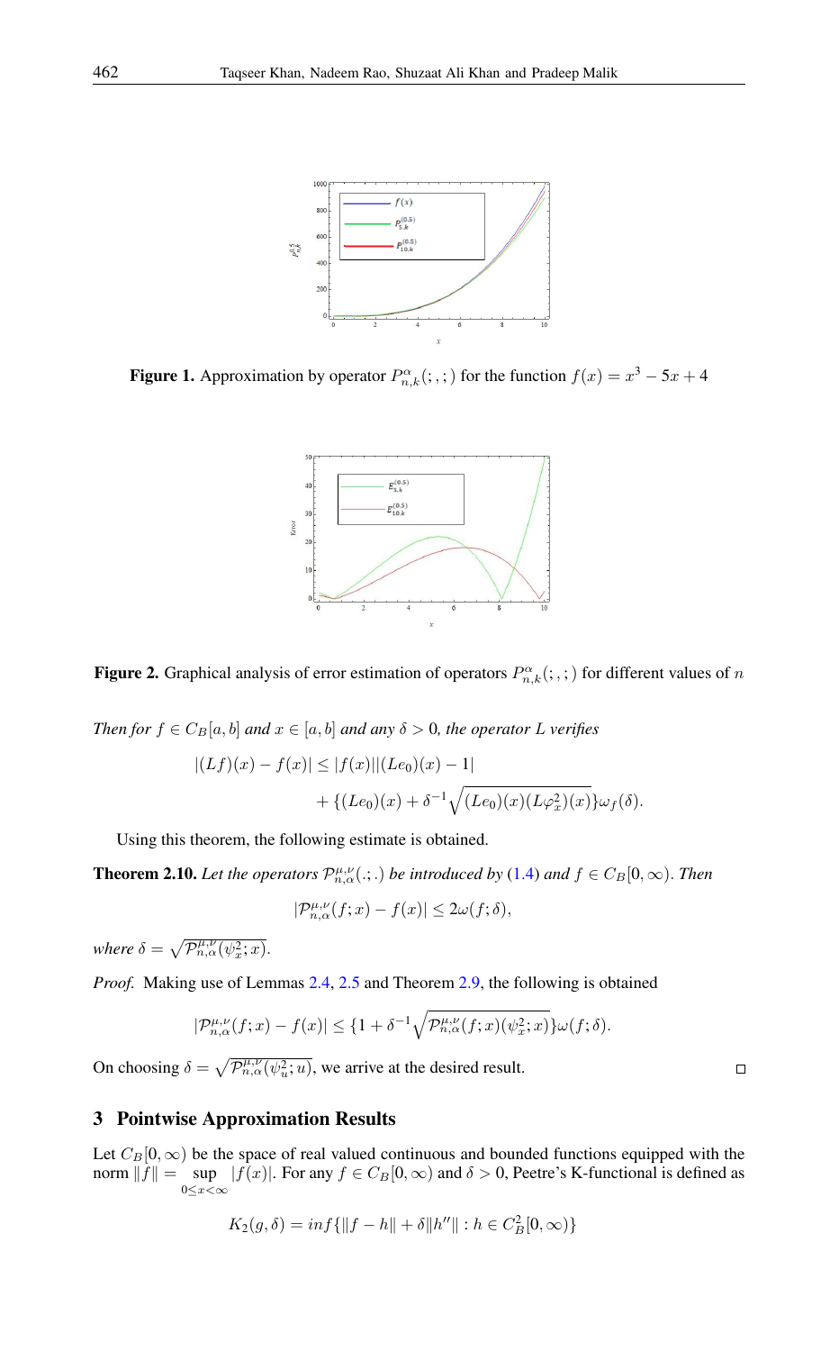**Figure 1.** Approximation by operator $P^{\alpha}_{n,k}(;,;)$ for the function $f(x) = x^3 - 5x + 4$

**Figure 2.** Graphical analysis of error estimation of operators $P^{\alpha}_{n,k}(;,;)$ for different values of $n$

*Then for $f \in C_B[a,b]$ and $x \in [a,b]$ and any $\delta > 0$, the operator $L$ verifies*

$$|(Lf)(x) - f(x)| \leq |f(x)||(Le_0)(x) - 1| + \{(Le_0)(x) + \delta^{-1}\sqrt{(Le_0)(x)(L\varphi_x^2)(x)}\}\omega_f(\delta).$$

Using this theorem, the following estimate is obtained.

**Theorem 2.10.** *Let the operators $\mathcal{P}^{\mu,\nu}_{n,\alpha}(.;.)$ be introduced by (1.4) and $f \in C_B[0,\infty)$. Then*

$$|\mathcal{P}^{\mu,\nu}_{n,\alpha}(f;x) - f(x)| \leq 2\omega(f;\delta),$$

*where $\delta = \sqrt{\mathcal{P}^{\mu,\nu}_{n,\alpha}(\psi_x^2;x)}$.*

*Proof.* Making use of Lemmas 2.4, 2.5 and Theorem 2.9, the following is obtained

$$|\mathcal{P}^{\mu,\nu}_{n,\alpha}(f;x) - f(x)| \leq \{1 + \delta^{-1}\sqrt{\mathcal{P}^{\mu,\nu}_{n,\alpha}(f;x)(\psi_x^2;x)}\}\omega(f;\delta).$$

On choosing $\delta = \sqrt{\mathcal{P}^{\mu,\nu}_{n,\alpha}(\psi_u^2;u)}$, we arrive at the desired result. □

## 3 Pointwise Approximation Results

Let $C_B[0,\infty)$ be the space of real valued continuous and bounded functions equipped with the norm $\|f\| = \sup_{0 \leq x < \infty} |f(x)|$. For any $f \in C_B[0,\infty)$ and $\delta > 0$, Peetre's K-functional is defined as

$$K_2(g,\delta) = inf\{\|f - h\| + \delta\|h''\| : h \in C_B^2[0,\infty)\}$$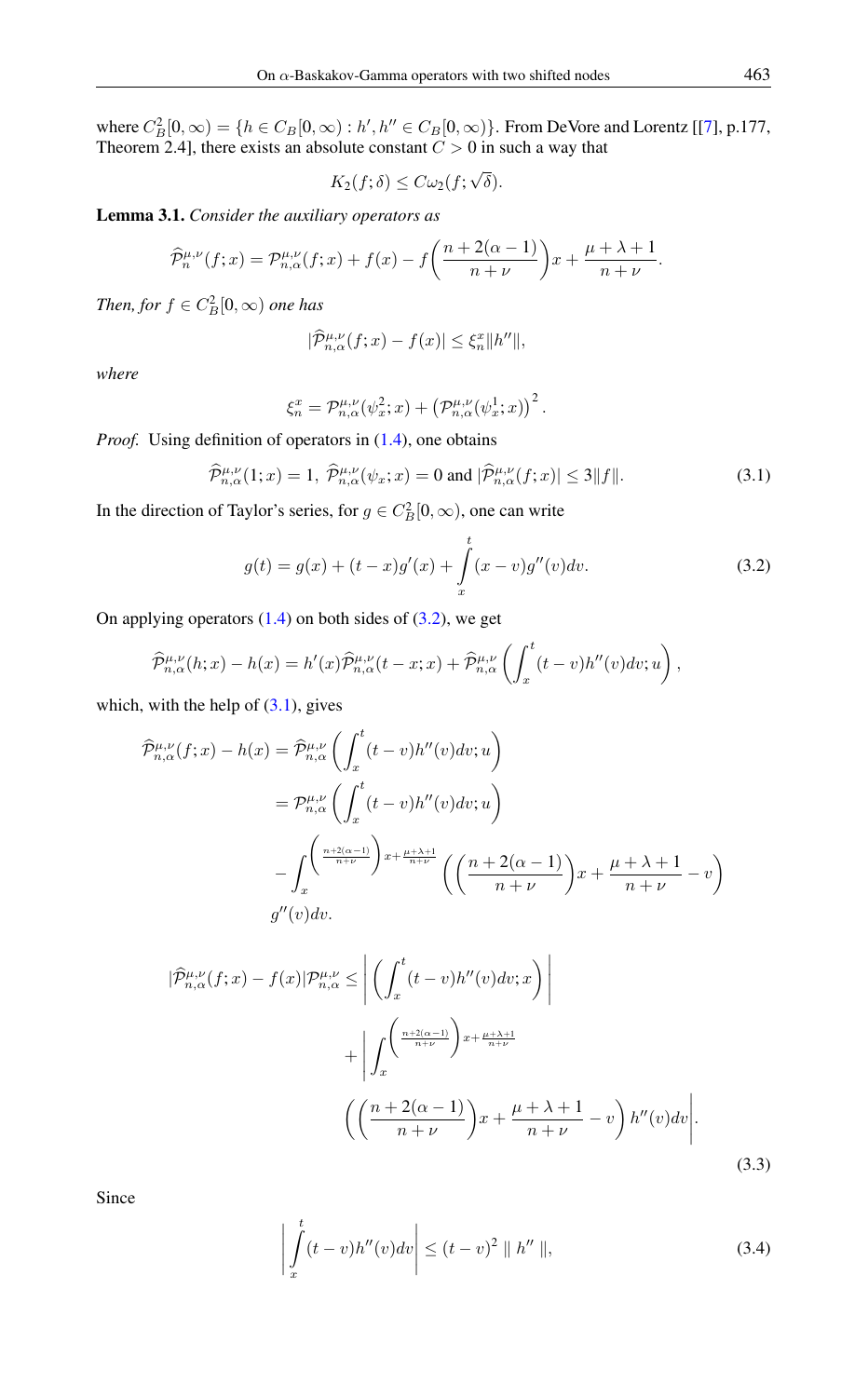where $C_B^2[0,\infty) = \{h \in C_B[0,\infty) : h', h'' \in C_B[0,\infty)\}$. From DeVore and Lorentz [[7], p.177, Theorem 2.4], there exists an absolute constant $C > 0$ in such a way that

$$K_2(f;\delta) \leq C\omega_2(f;\sqrt{\delta}).$$

**Lemma 3.1.** *Consider the auxiliary operators as*

$$\widehat{\mathcal{P}}_n^{\mu,\nu}(f;x) = \mathcal{P}_{n,\alpha}^{\mu,\nu}(f;x) + f(x) - f\bigg(\frac{n+2(\alpha-1)}{n+\nu}\bigg)x + \frac{\mu+\lambda+1}{n+\nu}.$$

*Then, for $f \in C_B^2[0,\infty)$ one has*

$$|\widehat{\mathcal{P}}_{n,\alpha}^{\mu,\nu}(f;x) - f(x)| \leq \xi_n^x \|h''\|,$$

*where*

$$\xi_n^x = \mathcal{P}_{n,\alpha}^{\mu,\nu}(\psi_x^2;x) + \left(\mathcal{P}_{n,\alpha}^{\mu,\nu}(\psi_x^1;x)\right)^2.$$

*Proof.* Using definition of operators in (1.4), one obtains

$$\widehat{\mathcal{P}}_{n,\alpha}^{\mu,\nu}(1;x) = 1,\ \widehat{\mathcal{P}}_{n,\alpha}^{\mu,\nu}(\psi_x;x) = 0 \text{ and } |\widehat{\mathcal{P}}_{n,\alpha}^{\mu,\nu}(f;x)| \leq 3\|f\|. \tag{3.1}$$

In the direction of Taylor's series, for $g \in C_B^2[0,\infty)$, one can write

$$g(t) = g(x) + (t-x)g'(x) + \int_x^t (x-v)g''(v)dv. \tag{3.2}$$

On applying operators (1.4) on both sides of (3.2), we get

$$\widehat{\mathcal{P}}_{n,\alpha}^{\mu,\nu}(h;x) - h(x) = h'(x)\widehat{\mathcal{P}}_{n,\alpha}^{\mu,\nu}(t-x;x) + \widehat{\mathcal{P}}_{n,\alpha}^{\mu,\nu}\left(\int_x^t (t-v)h''(v)dv;u\right),$$

which, with the help of (3.1), gives

$$\begin{aligned}
\widehat{\mathcal{P}}_{n,\alpha}^{\mu,\nu}(f;x) - h(x) &= \widehat{\mathcal{P}}_{n,\alpha}^{\mu,\nu}\left(\int_x^t (t-v)h''(v)dv;u\right) \\
&= \mathcal{P}_{n,\alpha}^{\mu,\nu}\left(\int_x^t (t-v)h''(v)dv;u\right) \\
&\quad - \int_x^{\left(\frac{n+2(\alpha-1)}{n+\nu}\right)x+\frac{\mu+\lambda+1}{n+\nu}} \left(\left(\frac{n+2(\alpha-1)}{n+\nu}\right)x + \frac{\mu+\lambda+1}{n+\nu} - v\right) \\
&\quad g''(v)dv.
\end{aligned}$$

$$\begin{aligned}
|\widehat{\mathcal{P}}_{n,\alpha}^{\mu,\nu}(f;x) - f(x)|\mathcal{P}_{n,\alpha}^{\mu,\nu} &\leq \left|\left(\int_x^t (t-v)h''(v)dv;x\right)\right| \\
&\quad + \left|\int_x^{\left(\frac{n+2(\alpha-1)}{n+\nu}\right)x+\frac{\mu+\lambda+1}{n+\nu}} \right. \\
&\quad \left.\left(\left(\frac{n+2(\alpha-1)}{n+\nu}\right)x + \frac{\mu+\lambda+1}{n+\nu} - v\right)h''(v)dv\right|.
\end{aligned} \tag{3.3}$$

Since

$$\left|\int_x^t (t-v)h''(v)dv\right| \leq (t-v)^2 \parallel h'' \parallel, \tag{3.4}$$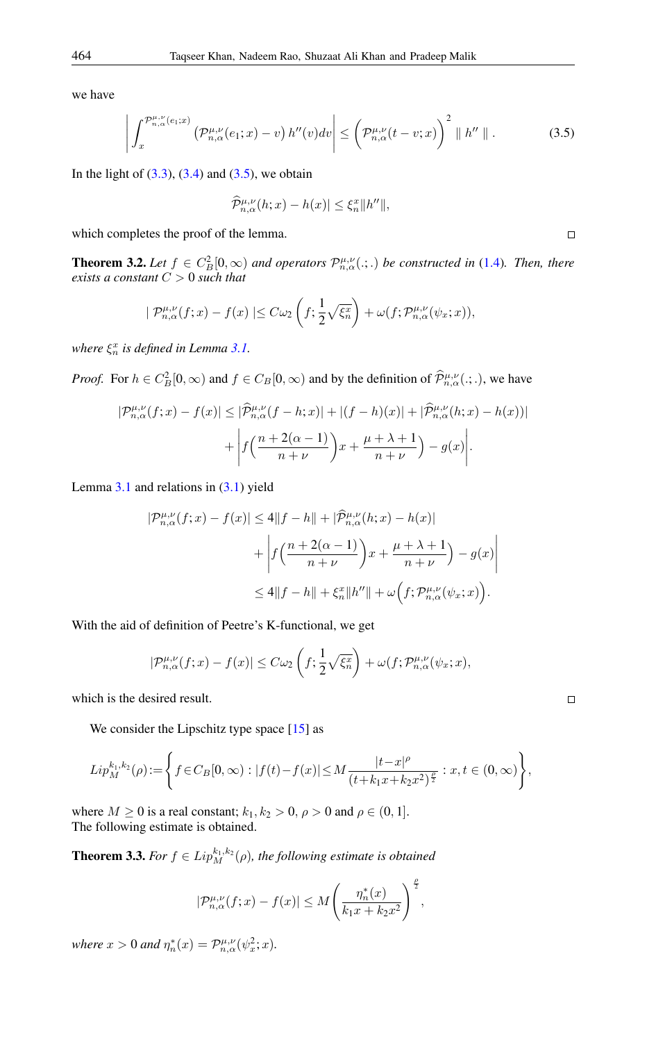we have

$$\left| \int_x^{\mathcal{P}_{n,\alpha}^{\mu,\nu}(e_1;x)} \left(\mathcal{P}_{n,\alpha}^{\mu,\nu}(e_1;x) - v\right) h''(v)dv \right| \leq \left(\mathcal{P}_{n,\alpha}^{\mu,\nu}(t-v;x)\right)^2 \parallel h'' \parallel. \tag{3.5}$$

In the light of (3.3), (3.4) and (3.5), we obtain

$$\widehat{\mathcal{P}}_{n,\alpha}^{\mu,\nu}(h;x) - h(x)| \leq \xi_n^x \|h''\|,$$

which completes the proof of the lemma. ∎

**Theorem 3.2.** *Let $f \in C_B^2[0,\infty)$ and operators $\mathcal{P}_{n,\alpha}^{\mu,\nu}(.;.)$ be constructed in (1.4). Then, there exists a constant $C > 0$ such that*

$$| \mathcal{P}_{n,\alpha}^{\mu,\nu}(f;x) - f(x) | \leq C\omega_2\left(f; \frac{1}{2}\sqrt{\xi_n^x}\right) + \omega(f; \mathcal{P}_{n,\alpha}^{\mu,\nu}(\psi_x;x)),$$

*where $\xi_n^x$ is defined in Lemma 3.1.*

*Proof.* For $h \in C_B^2[0,\infty)$ and $f \in C_B[0,\infty)$ and by the definition of $\widehat{\mathcal{P}}_{n,\alpha}^{\mu,\nu}(.;.)$, we have

$$\begin{aligned}
|\mathcal{P}_{n,\alpha}^{\mu,\nu}(f;x) - f(x)| &\leq |\widehat{\mathcal{P}}_{n,\alpha}^{\mu,\nu}(f-h;x)| + |(f-h)(x)| + |\widehat{\mathcal{P}}_{n,\alpha}^{\mu,\nu}(h;x) - h(x))| \\
&\quad + \left| f\Big(\frac{n+2(\alpha-1)}{n+\nu}\Big)x + \frac{\mu+\lambda+1}{n+\nu}\Big) - g(x) \right|.
\end{aligned}$$

Lemma 3.1 and relations in (3.1) yield

$$\begin{aligned}
|\mathcal{P}_{n,\alpha}^{\mu,\nu}(f;x) - f(x)| &\leq 4\|f-h\| + |\widehat{\mathcal{P}}_{n,\alpha}^{\mu,\nu}(h;x) - h(x)| \\
&\quad + \left| f\Big(\frac{n+2(\alpha-1)}{n+\nu}\Big)x + \frac{\mu+\lambda+1}{n+\nu}\Big) - g(x) \right| \\
&\leq 4\|f-h\| + \xi_n^x\|h''\| + \omega\Big(f; \mathcal{P}_{n,\alpha}^{\mu,\nu}(\psi_x;x)\Big).
\end{aligned}$$

With the aid of definition of Peetre's K-functional, we get

$$|\mathcal{P}_{n,\alpha}^{\mu,\nu}(f;x) - f(x)| \leq C\omega_2\left(f; \frac{1}{2}\sqrt{\xi_n^x}\right) + \omega(f; \mathcal{P}_{n,\alpha}^{\mu,\nu}(\psi_x;x),$$

which is the desired result. ∎

We consider the Lipschitz type space [15] as

$$Lip_M^{k_1,k_2}(\rho) := \left\{ f \in C_B[0,\infty) : |f(t) - f(x)| \leq M\frac{|t-x|^\rho}{(t+k_1x+k_2x^2)^{\frac{\rho}{2}}} : x, t \in (0,\infty) \right\},$$

where $M \geq 0$ is a real constant; $k_1, k_2 > 0$, $\rho > 0$ and $\rho \in (0,1]$.
The following estimate is obtained.

**Theorem 3.3.** *For $f \in Lip_M^{k_1,k_2}(\rho)$, the following estimate is obtained*

$$|\mathcal{P}_{n,\alpha}^{\mu,\nu}(f;x) - f(x)| \leq M\left(\frac{\eta_n^*(x)}{k_1x+k_2x^2}\right)^{\frac{\rho}{2}},$$

*where $x > 0$ and $\eta_n^*(x) = \mathcal{P}_{n,\alpha}^{\mu,\nu}(\psi_x^2;x)$.*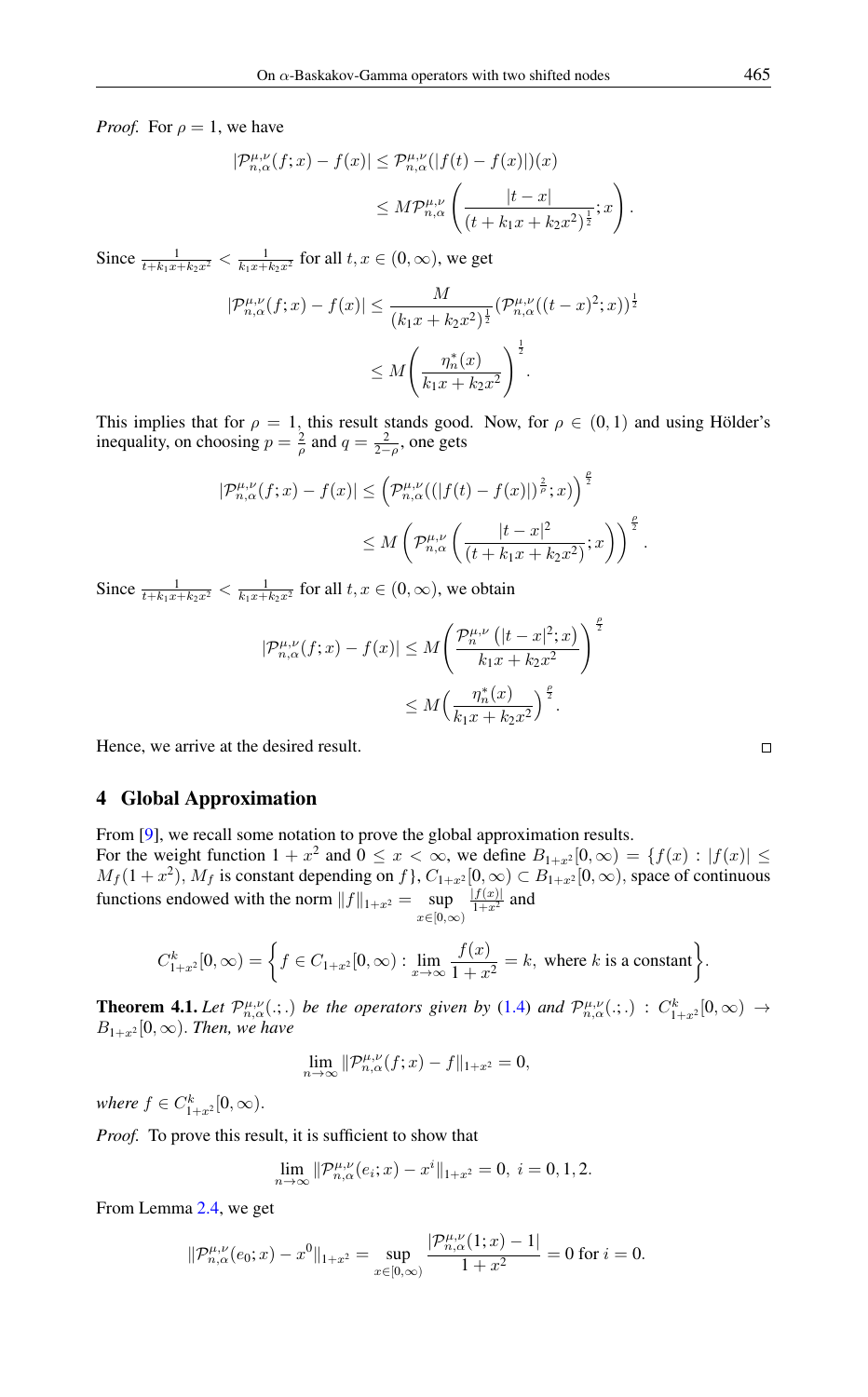*Proof.* For $\rho = 1$, we have

$$|\mathcal{P}_{n,\alpha}^{\mu,\nu}(f;x) - f(x)| \leq \mathcal{P}_{n,\alpha}^{\mu,\nu}(|f(t) - f(x)|)(x)$$

$$\leq M\mathcal{P}_{n,\alpha}^{\mu,\nu}\left(\frac{|t-x|}{(t + k_1x + k_2x^2)^{\frac{1}{2}}};x\right).$$

Since $\frac{1}{t+k_1x+k_2x^2} < \frac{1}{k_1x+k_2x^2}$ for all $t, x \in (0,\infty)$, we get

$$|\mathcal{P}_{n,\alpha}^{\mu,\nu}(f;x) - f(x)| \leq \frac{M}{(k_1x + k_2x^2)^{\frac{1}{2}}}(\mathcal{P}_{n,\alpha}^{\mu,\nu}((t-x)^2;x))^{\frac{1}{2}}$$

$$\leq M\left(\frac{\eta_n^*(x)}{k_1x + k_2x^2}\right)^{\frac{1}{2}}.$$

This implies that for $\rho = 1$, this result stands good. Now, for $\rho \in (0,1)$ and using Hölder's inequality, on choosing $p = \frac{2}{\rho}$ and $q = \frac{2}{2-\rho}$, one gets

$$|\mathcal{P}_{n,\alpha}^{\mu,\nu}(f;x) - f(x)| \leq \left(\mathcal{P}_{n,\alpha}^{\mu,\nu}((|f(t) - f(x)|)^{\frac{2}{\rho}};x)\right)^{\frac{\rho}{2}}$$

$$\leq M\left(\mathcal{P}_{n,\alpha}^{\mu,\nu}\left(\frac{|t-x|^2}{(t + k_1x + k_2x^2)};x\right)\right)^{\frac{\rho}{2}}.$$

Since $\frac{1}{t+k_1x+k_2x^2} < \frac{1}{k_1x+k_2x^2}$ for all $t, x \in (0,\infty)$, we obtain

$$|\mathcal{P}_{n,\alpha}^{\mu,\nu}(f;x) - f(x)| \leq M\left(\frac{\mathcal{P}_n^{\mu,\nu}\left(|t-x|^2;x\right)}{k_1x + k_2x^2}\right)^{\frac{\rho}{2}}$$

$$\leq M\Big(\frac{\eta_n^*(x)}{k_1x + k_2x^2}\Big)^{\frac{\rho}{2}}.$$

Hence, we arrive at the desired result. $\square$

## 4 Global Approximation

From [9], we recall some notation to prove the global approximation results.
For the weight function $1 + x^2$ and $0 \leq x < \infty$, we define $B_{1+x^2}[0,\infty) = \{f(x) : |f(x)| \leq M_f(1 + x^2), M_f$ is constant depending on $f\}$, $C_{1+x^2}[0,\infty) \subset B_{1+x^2}[0,\infty)$, space of continuous functions endowed with the norm $\|f\|_{1+x^2} = \sup\limits_{x\in[0,\infty)} \frac{|f(x)|}{1+x^2}$ and

$$C_{1+x^2}^k[0,\infty) = \left\{f \in C_{1+x^2}[0,\infty) : \lim_{x\to\infty}\frac{f(x)}{1+x^2} = k, \text{ where } k \text{ is a constant}\right\}.$$

**Theorem 4.1.** *Let $\mathcal{P}_{n,\alpha}^{\mu,\nu}(.;.)$ be the operators given by (1.4) and $\mathcal{P}_{n,\alpha}^{\mu,\nu}(.;.) : C_{1+x^2}^k[0,\infty) \to B_{1+x^2}[0,\infty)$. Then, we have*

$$\lim_{n\to\infty}\|\mathcal{P}_{n,\alpha}^{\mu,\nu}(f;x) - f\|_{1+x^2} = 0,$$

*where $f \in C_{1+x^2}^k[0,\infty)$.*

*Proof.* To prove this result, it is sufficient to show that

$$\lim_{n\to\infty}\|\mathcal{P}_{n,\alpha}^{\mu,\nu}(e_i;x) - x^i\|_{1+x^2} = 0,\ i = 0,1,2.$$

From Lemma 2.4, we get

$$\|\mathcal{P}_{n,\alpha}^{\mu,\nu}(e_0;x) - x^0\|_{1+x^2} = \sup_{x\in[0,\infty)}\frac{|\mathcal{P}_{n,\alpha}^{\mu,\nu}(1;x) - 1|}{1 + x^2} = 0 \text{ for } i = 0.$$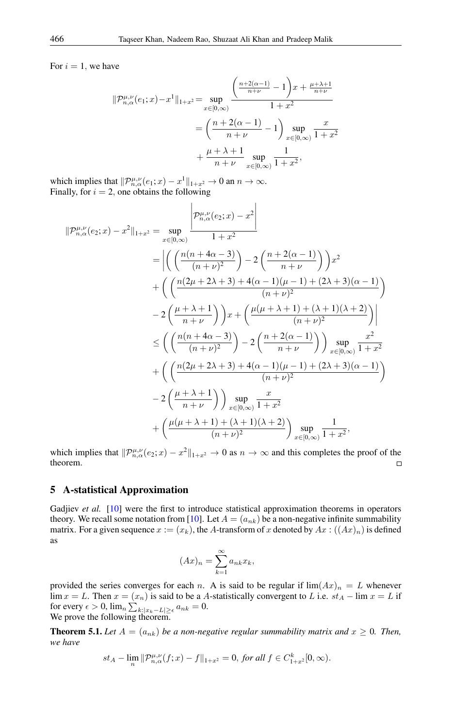For $i = 1$, we have

$$
\begin{aligned}
\|\mathcal{P}_{n,\alpha}^{\mu,\nu}(e_1;x)-x^1\|_{1+x^2} &= \sup_{x\in[0,\infty)} \frac{\left(\frac{n+2(\alpha-1)}{n+\nu}-1\right)x+\frac{\mu+\lambda+1}{n+\nu}}{1+x^2} \\
&= \left(\frac{n+2(\alpha-1)}{n+\nu}-1\right)\sup_{x\in[0,\infty)}\frac{x}{1+x^2} \\
&\quad + \frac{\mu+\lambda+1}{n+\nu}\sup_{x\in[0,\infty)}\frac{1}{1+x^2},
\end{aligned}
$$

which implies that $\|\mathcal{P}_{n,\alpha}^{\mu,\nu}(e_1;x)-x^1\|_{1+x^2} \to 0$ an $n \to \infty$.
Finally, for $i = 2$, one obtains the following

$$
\begin{aligned}
\|\mathcal{P}_{n,\alpha}^{\mu,\nu}(e_2;x)-x^2\|_{1+x^2} &= \sup_{x\in[0,\infty)} \frac{\left|\mathcal{P}_{n,\alpha}^{\mu,\nu}(e_2;x)-x^2\right|}{1+x^2} \\
&= \Bigg|\left(\left(\frac{n(n+4\alpha-3)}{(n+\nu)^2}\right)-2\left(\frac{n+2(\alpha-1)}{n+\nu}\right)\right)x^2 \\
&\quad + \left(\left(\frac{n(2\mu+2\lambda+3)+4(\alpha-1)(\mu-1)+(2\lambda+3)(\alpha-1)}{(n+\nu)^2}\right)\right. \\
&\quad \left. -2\left(\frac{\mu+\lambda+1}{n+\nu}\right)\right)x+\left(\frac{\mu(\mu+\lambda+1)+(\lambda+1)(\lambda+2)}{(n+\nu)^2}\right)\Bigg| \\
&\le \left(\left(\frac{n(n+4\alpha-3)}{(n+\nu)^2}\right)-2\left(\frac{n+2(\alpha-1)}{n+\nu}\right)\right)\sup_{x\in[0,\infty)}\frac{x^2}{1+x^2} \\
&\quad + \left(\left(\frac{n(2\mu+2\lambda+3)+4(\alpha-1)(\mu-1)+(2\lambda+3)(\alpha-1)}{(n+\nu)^2}\right)\right. \\
&\quad \left. -2\left(\frac{\mu+\lambda+1}{n+\nu}\right)\right)\sup_{x\in[0,\infty)}\frac{x}{1+x^2} \\
&\quad + \left(\frac{\mu(\mu+\lambda+1)+(\lambda+1)(\lambda+2)}{(n+\nu)^2}\right)\sup_{x\in[0,\infty)}\frac{1}{1+x^2},
\end{aligned}
$$

which implies that $\|\mathcal{P}_{n,\alpha}^{\mu,\nu}(e_2;x)-x^2\|_{1+x^2} \to 0$ as $n \to \infty$ and this completes the proof of the theorem. □

## 5 A-statistical Approximation

Gadjiev *et al.* [10] were the first to introduce statistical approximation theorems in operators theory. We recall some notation from [10]. Let $A = (a_{nk})$ be a non-negative infinite summability matrix. For a given sequence $x := (x_k)$, the $A$-transform of $x$ denoted by $Ax : ((Ax)_n)$ is defined as

$$
(Ax)_n = \sum_{k=1}^{\infty} a_{nk}x_k,
$$

provided the series converges for each $n$. A is said to be regular if $\lim(Ax)_n = L$ whenever $\lim x = L$. Then $x = (x_n)$ is said to be a $A$-statistically convergent to $L$ i.e. $st_A - \lim x = L$ if for every $\epsilon > 0$, $\lim_n \sum_{k:|x_k-L|\ge\epsilon} a_{nk} = 0$.
We prove the following theorem.

**Theorem 5.1.** *Let $A = (a_{nk})$ be a non-negative regular summability matrix and $x \ge 0$. Then, we have*

$$
st_A - \lim_n \|\mathcal{P}_{n,\alpha}^{\mu,\nu}(f;x) - f\|_{1+x^2} = 0, \textit{ for all } f \in C_{1+x^2}^k[0,\infty).
$$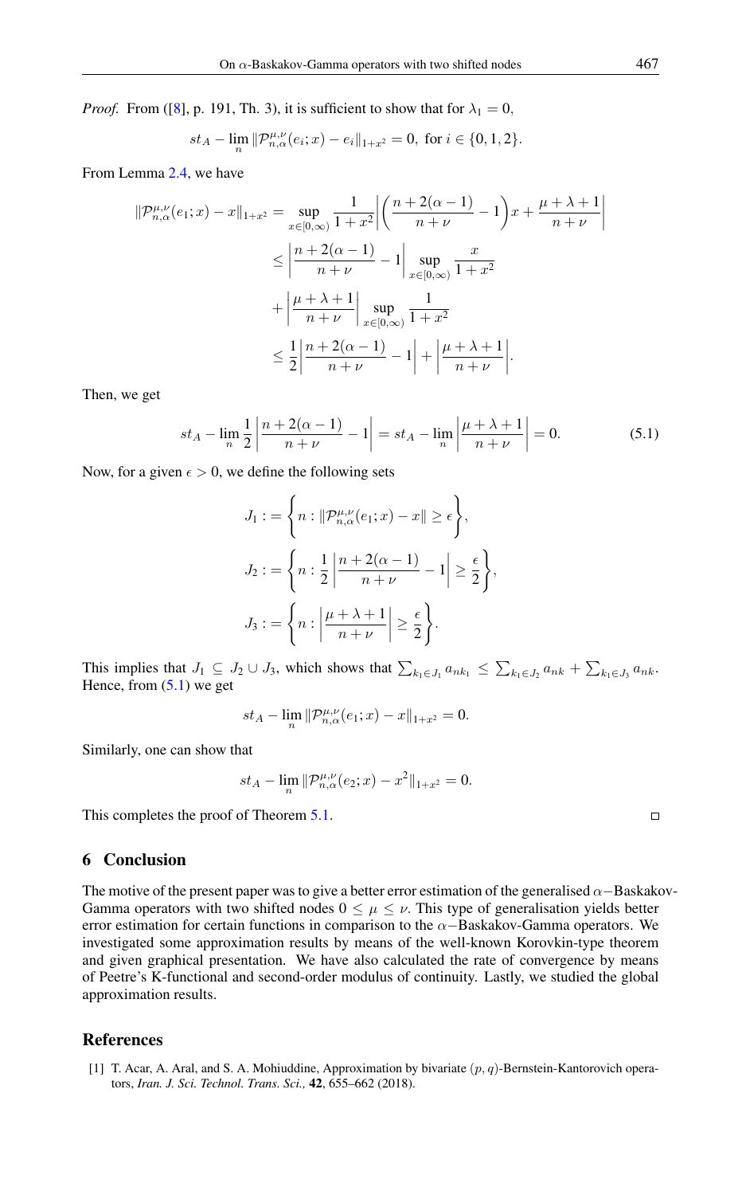*Proof.* From ([8], p. 191, Th. 3), it is sufficient to show that for $\lambda_1 = 0$,

$$st_A - \lim_n \|\mathcal{P}^{\mu,\nu}_{n,\alpha}(e_i;x) - e_i\|_{1+x^2} = 0, \text{ for } i \in \{0,1,2\}.$$

From Lemma 2.4, we have

$$\begin{aligned}
\|\mathcal{P}^{\mu,\nu}_{n,\alpha}(e_1;x) - x\|_{1+x^2} &= \sup_{x\in[0,\infty)} \frac{1}{1+x^2}\left|\left(\frac{n+2(\alpha-1)}{n+\nu} - 1\right)x + \frac{\mu+\lambda+1}{n+\nu}\right| \\
&\leq \left|\frac{n+2(\alpha-1)}{n+\nu} - 1\right| \sup_{x\in[0,\infty)} \frac{x}{1+x^2} \\
&\quad + \left|\frac{\mu+\lambda+1}{n+\nu}\right| \sup_{x\in[0,\infty)} \frac{1}{1+x^2} \\
&\leq \frac{1}{2}\left|\frac{n+2(\alpha-1)}{n+\nu} - 1\right| + \left|\frac{\mu+\lambda+1}{n+\nu}\right|.
\end{aligned}$$

Then, we get

$$st_A - \lim_n \frac{1}{2}\left|\frac{n+2(\alpha-1)}{n+\nu} - 1\right| = st_A - \lim_n \left|\frac{\mu+\lambda+1}{n+\nu}\right| = 0. \tag{5.1}$$

Now, for a given $\epsilon > 0$, we define the following sets

$$J_1 := \left\{ n : \|\mathcal{P}^{\mu,\nu}_{n,\alpha}(e_1;x) - x\| \geq \epsilon \right\},$$

$$J_2 := \left\{ n : \frac{1}{2}\left|\frac{n+2(\alpha-1)}{n+\nu} - 1\right| \geq \frac{\epsilon}{2} \right\},$$

$$J_3 := \left\{ n : \left|\frac{\mu+\lambda+1}{n+\nu}\right| \geq \frac{\epsilon}{2} \right\}.$$

This implies that $J_1 \subseteq J_2 \cup J_3$, which shows that $\sum_{k_1\in J_1} a_{nk_1} \leq \sum_{k_1\in J_2} a_{nk} + \sum_{k_1\in J_3} a_{nk}$. Hence, from (5.1) we get

$$st_A - \lim_n \|\mathcal{P}^{\mu,\nu}_{n,\alpha}(e_1;x) - x\|_{1+x^2} = 0.$$

Similarly, one can show that

$$st_A - \lim_n \|\mathcal{P}^{\mu,\nu}_{n,\alpha}(e_2;x) - x^2\|_{1+x^2} = 0.$$

This completes the proof of Theorem 5.1. □

## 6 Conclusion

The motive of the present paper was to give a better error estimation of the generalised $\alpha-$Baskakov-Gamma operators with two shifted nodes $0 \leq \mu \leq \nu$. This type of generalisation yields better error estimation for certain functions in comparison to the $\alpha-$Baskakov-Gamma operators. We investigated some approximation results by means of the well-known Korovkin-type theorem and given graphical presentation. We have also calculated the rate of convergence by means of Peetre's K-functional and second-order modulus of continuity. Lastly, we studied the global approximation results.

## References

[1] T. Acar, A. Aral, and S. A. Mohiuddine, Approximation by bivariate $(p,q)$-Bernstein-Kantorovich operators, *Iran. J. Sci. Technol. Trans. Sci.,* **42**, 655–662 (2018).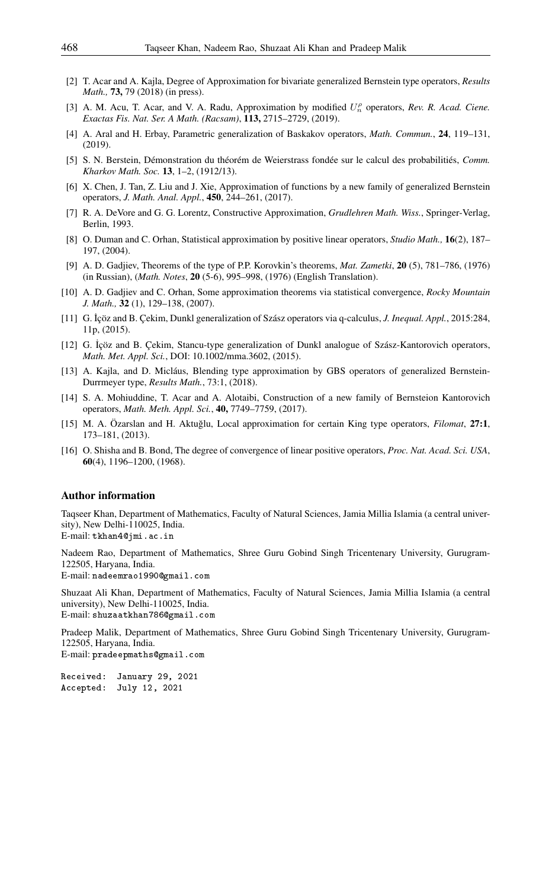[2] T. Acar and A. Kajla, Degree of Approximation for bivariate generalized Bernstein type operators, *Results Math.,* **73,** 79 (2018) (in press).

[3] A. M. Acu, T. Acar, and V. A. Radu, Approximation by modified $U_n^\rho$ operators, *Rev. R. Acad. Ciene. Exactas Fis. Nat. Ser. A Math. (Racsam)*, **113,** 2715–2729, (2019).

[4] A. Aral and H. Erbay, Parametric generalization of Baskakov operators, *Math. Commun.*, **24**, 119–131, (2019).

[5] S. N. Berstein, Démonstration du théorém de Weierstrass fondée sue le calcul des probabilitiés, *Comm. Kharkov Math. Soc.* **13**, 1–2, (1912/13).

[6] X. Chen, J. Tan, Z. Liu and J. Xie, Approximation of functions by a new family of generalized Bernstein operators, *J. Math. Anal. Appl.*, **450**, 244–261, (2017).

[7] R. A. DeVore and G. G. Lorentz, Constructive Approximation, *Grudlehren Math. Wiss.*, Springer-Verlag, Berlin, 1993.

[8] O. Duman and C. Orhan, Statistical approximation by positive linear operators, *Studio Math.,* **16**(2), 187–197, (2004).

[9] A. D. Gadjiev, Theorems of the type of P.P. Korovkin's theorems, *Mat. Zametki*, **20** (5), 781–786, (1976) (in Russian), (*Math. Notes*, **20** (5-6), 995–998, (1976) (English Translation).

[10] A. D. Gadjiev and C. Orhan, Some approximation theorems via statistical convergence, *Rocky Mountain J. Math.,* **32** (1), 129–138, (2007).

[11] G. İçöz and B. Çekim, Dunkl generalization of Szász operators via q-calculus, *J. Inequal. Appl.*, 2015:284, 11p, (2015).

[12] G. İçöz and B. Çekim, Stancu-type generalization of Dunkl analogue of Szász-Kantorovich operators, *Math. Met. Appl. Sci.*, DOI: 10.1002/mma.3602, (2015).

[13] A. Kajla, and D. Micláus, Blending type approximation by GBS operators of generalized Bernstein-Durrmeyer type, *Results Math.*, 73:1, (2018).

[14] S. A. Mohiuddine, T. Acar and A. Alotaibi, Construction of a new family of Bernsteion Kantorovich operators, *Math. Meth. Appl. Sci.*, **40,** 7749–7759, (2017).

[15] M. A. Özarslan and H. Aktuğlu, Local approximation for certain King type operators, *Filomat*, **27:1**, 173–181, (2013).

[16] O. Shisha and B. Bond, The degree of convergence of linear positive operators, *Proc. Nat. Acad. Sci. USA*, **60**(4), 1196–1200, (1968).

### Author information

Taqseer Khan, Department of Mathematics, Faculty of Natural Sciences, Jamia Millia Islamia (a central university), New Delhi-110025, India.
E-mail: tkhan4@jmi.ac.in

Nadeem Rao, Department of Mathematics, Shree Guru Gobind Singh Tricentenary University, Gurugram-122505, Haryana, India.
E-mail: nadeemrao1990@gmail.com

Shuzaat Ali Khan, Department of Mathematics, Faculty of Natural Sciences, Jamia Millia Islamia (a central university), New Delhi-110025, India.
E-mail: shuzaatkhan786@gmail.com

Pradeep Malik, Department of Mathematics, Shree Guru Gobind Singh Tricentenary University, Gurugram-122505, Haryana, India.
E-mail: pradeepmaths@gmail.com

Received: January 29, 2021
Accepted: July 12, 2021